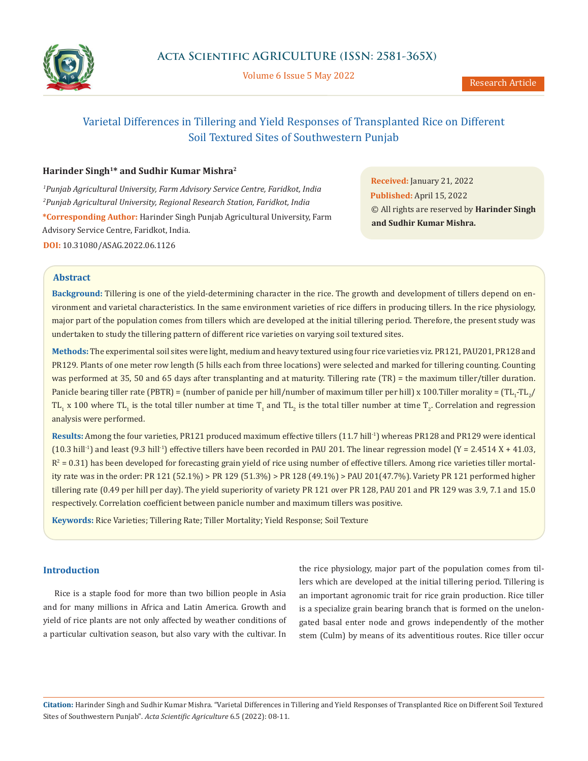# Varietal Differences in Tillering and Yield Responses of Transplanted Rice on Different Soil Textured Sites of Southwestern Punjab

**Harinder Singh[1]* and Sudhir Kumar Mishra[2]**

*[1]Punjab Agricultural University, Farm Advisory Service Centre, Faridkot, India*

*[2]Punjab Agricultural University, Regional Research Station, Faridkot, India*

**\*Corresponding Author:** Harinder Singh Punjab Agricultural University, Farm Advisory Service Centre, Faridkot, India.

**DOI:** 10.31080/ASAG.2022.06.1126

**Received:** January 21, 2022

**Published:** April 15, 2022

© All rights are reserved by **Harinder Singh and Sudhir Kumar Mishra.**

## Abstract

**Background:** Tillering is one of the yield-determining character in the rice. The growth and development of tillers depend on environment and varietal characteristics. In the same environment varieties of rice differs in producing tillers. In the rice physiology, major part of the population comes from tillers which are developed at the initial tillering period. Therefore, the present study was undertaken to study the tillering pattern of different rice varieties on varying soil textured sites.

**Methods:** The experimental soil sites were light, medium and heavy textured using four rice varieties viz. PR121, PAU201, PR128 and PR129. Plants of one meter row length (5 hills each from three locations) were selected and marked for tillering counting. Counting was performed at 35, 50 and 65 days after transplanting and at maturity. Tillering rate (TR) = the maximum tiller/tiller duration. Panicle bearing tiller rate (PBTR) = (number of panicle per hill/number of maximum tiller per hill) x 100.Tiller morality = ($TL_1$-$TL_2$/ $TL_1$ x 100 where $TL_1$ is the total tiller number at time $T_1$ and $TL_2$ is the total tiller number at time $T_2$. Correlation and regression analysis were performed.

**Results:** Among the four varieties, PR121 produced maximum effective tillers (11.7 $hill^{-1}$) whereas PR128 and PR129 were identical (10.3 $hill^{-1}$) and least (9.3 $hill^{-1}$) effective tillers have been recorded in PAU 201. The linear regression model ($Y = 2.4514 X + 41.03$, $R^2 = 0.31$) has been developed for forecasting grain yield of rice using number of effective tillers. Among rice varieties tiller mortality rate was in the order: PR 121 (52.1%) > PR 129 (51.3%) > PR 128 (49.1%) > PAU 201(47.7%). Variety PR 121 performed higher tillering rate (0.49 per hill per day). The yield superiority of variety PR 121 over PR 128, PAU 201 and PR 129 was 3.9, 7.1 and 15.0 respectively. Correlation coefficient between panicle number and maximum tillers was positive.

**Keywords:** Rice Varieties; Tillering Rate; Tiller Mortality; Yield Response; Soil Texture

## Introduction

Rice is a staple food for more than two billion people in Asia and for many millions in Africa and Latin America. Growth and yield of rice plants are not only affected by weather conditions of a particular cultivation season, but also vary with the cultivar. In the rice physiology, major part of the population comes from tillers which are developed at the initial tillering period. Tillering is an important agronomic trait for rice grain production. Rice tiller is a specialize grain bearing branch that is formed on the unelongated basal enter node and grows independently of the mother stem (Culm) by means of its adventitious routes. Rice tiller occur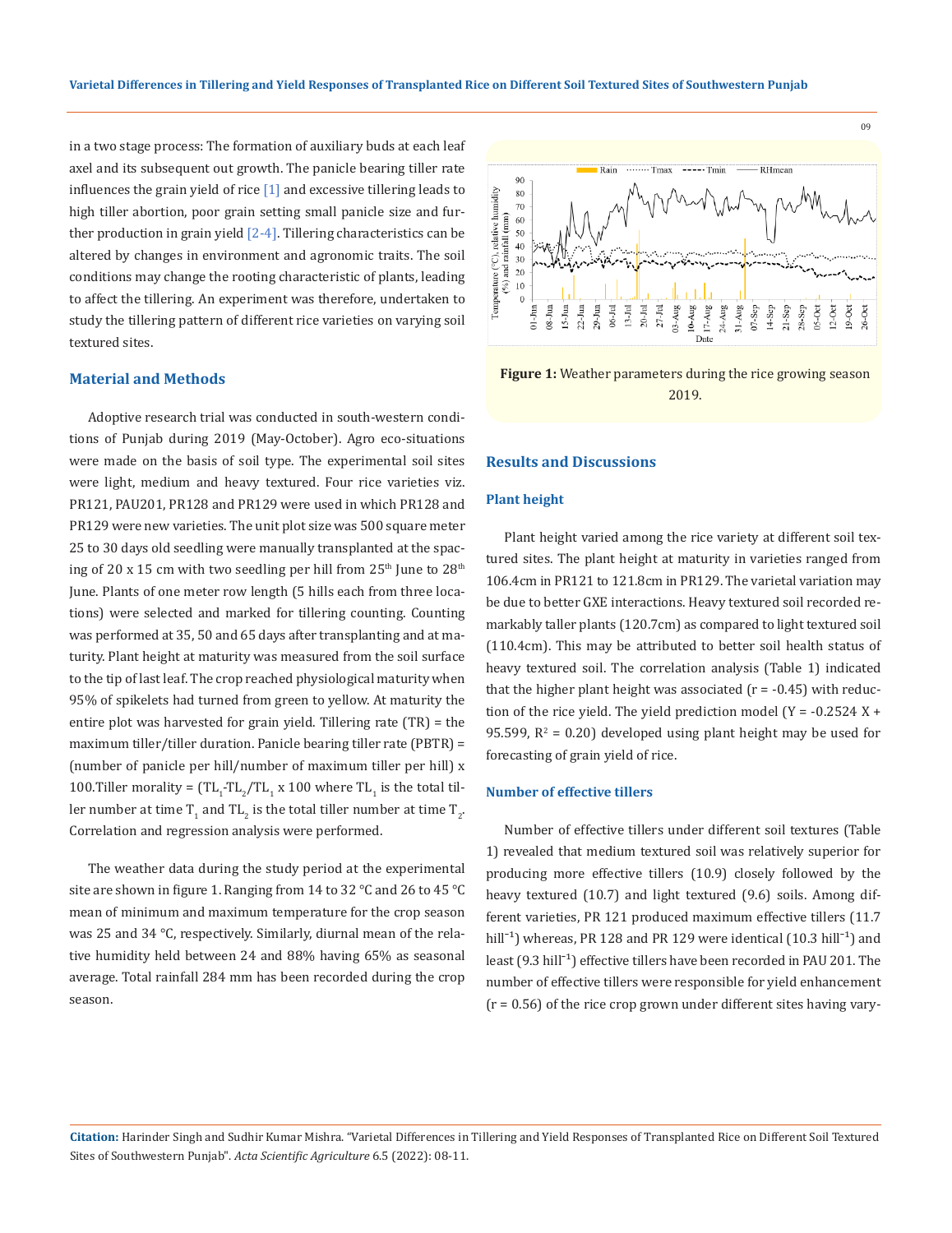in a two stage process: The formation of auxiliary buds at each leaf axel and its subsequent out growth. The panicle bearing tiller rate influences the grain yield of rice [1] and excessive tillering leads to high tiller abortion, poor grain setting small panicle size and further production in grain yield [2-4]. Tillering characteristics can be altered by changes in environment and agronomic traits. The soil conditions may change the rooting characteristic of plants, leading to affect the tillering. An experiment was therefore, undertaken to study the tillering pattern of different rice varieties on varying soil textured sites.

## Material and Methods

Adoptive research trial was conducted in south-western conditions of Punjab during 2019 (May-October). Agro eco-situations were made on the basis of soil type. The experimental soil sites were light, medium and heavy textured. Four rice varieties viz. PR121, PAU201, PR128 and PR129 were used in which PR128 and PR129 were new varieties. The unit plot size was 500 square meter 25 to 30 days old seedling were manually transplanted at the spacing of 20 x 15 cm with two seedling per hill from 25th June to 28th June. Plants of one meter row length (5 hills each from three locations) were selected and marked for tillering counting. Counting was performed at 35, 50 and 65 days after transplanting and at maturity. Plant height at maturity was measured from the soil surface to the tip of last leaf. The crop reached physiological maturity when 95% of spikelets had turned from green to yellow. At maturity the entire plot was harvested for grain yield. Tillering rate (TR) = the maximum tiller/tiller duration. Panicle bearing tiller rate (PBTR) = (number of panicle per hill/number of maximum tiller per hill) x 100.Tiller morality = ($TL_1$-$TL_2$/$TL_1$ x 100 where $TL_1$ is the total tiller number at time $T_1$ and $TL_2$ is the total tiller number at time $T_2$. Correlation and regression analysis were performed.

The weather data during the study period at the experimental site are shown in figure 1. Ranging from 14 to 32 °C and 26 to 45 °C mean of minimum and maximum temperature for the crop season was 25 and 34 °C, respectively. Similarly, diurnal mean of the relative humidity held between 24 and 88% having 65% as seasonal average. Total rainfall 284 mm has been recorded during the crop season.

**Figure 1:** Weather parameters during the rice growing season 2019.

## Results and Discussions

### Plant height

Plant height varied among the rice variety at different soil textured sites. The plant height at maturity in varieties ranged from 106.4cm in PR121 to 121.8cm in PR129. The varietal variation may be due to better GXE interactions. Heavy textured soil recorded remarkably taller plants (120.7cm) as compared to light textured soil (110.4cm). This may be attributed to better soil health status of heavy textured soil. The correlation analysis (Table 1) indicated that the higher plant height was associated ($r = -0.45$) with reduction of the rice yield. The yield prediction model ($Y = -0.2524 X + 95.599$, $R^2 = 0.20$) developed using plant height may be used for forecasting of grain yield of rice.

### Number of effective tillers

Number of effective tillers under different soil textures (Table 1) revealed that medium textured soil was relatively superior for producing more effective tillers (10.9) closely followed by the heavy textured (10.7) and light textured (9.6) soils. Among different varieties, PR 121 produced maximum effective tillers (11.7 $hill^{-1}$) whereas, PR 128 and PR 129 were identical (10.3 $hill^{-1}$) and least (9.3 $hill^{-1}$) effective tillers have been recorded in PAU 201. The number of effective tillers were responsible for yield enhancement ($r = 0.56$) of the rice crop grown under different sites having vary-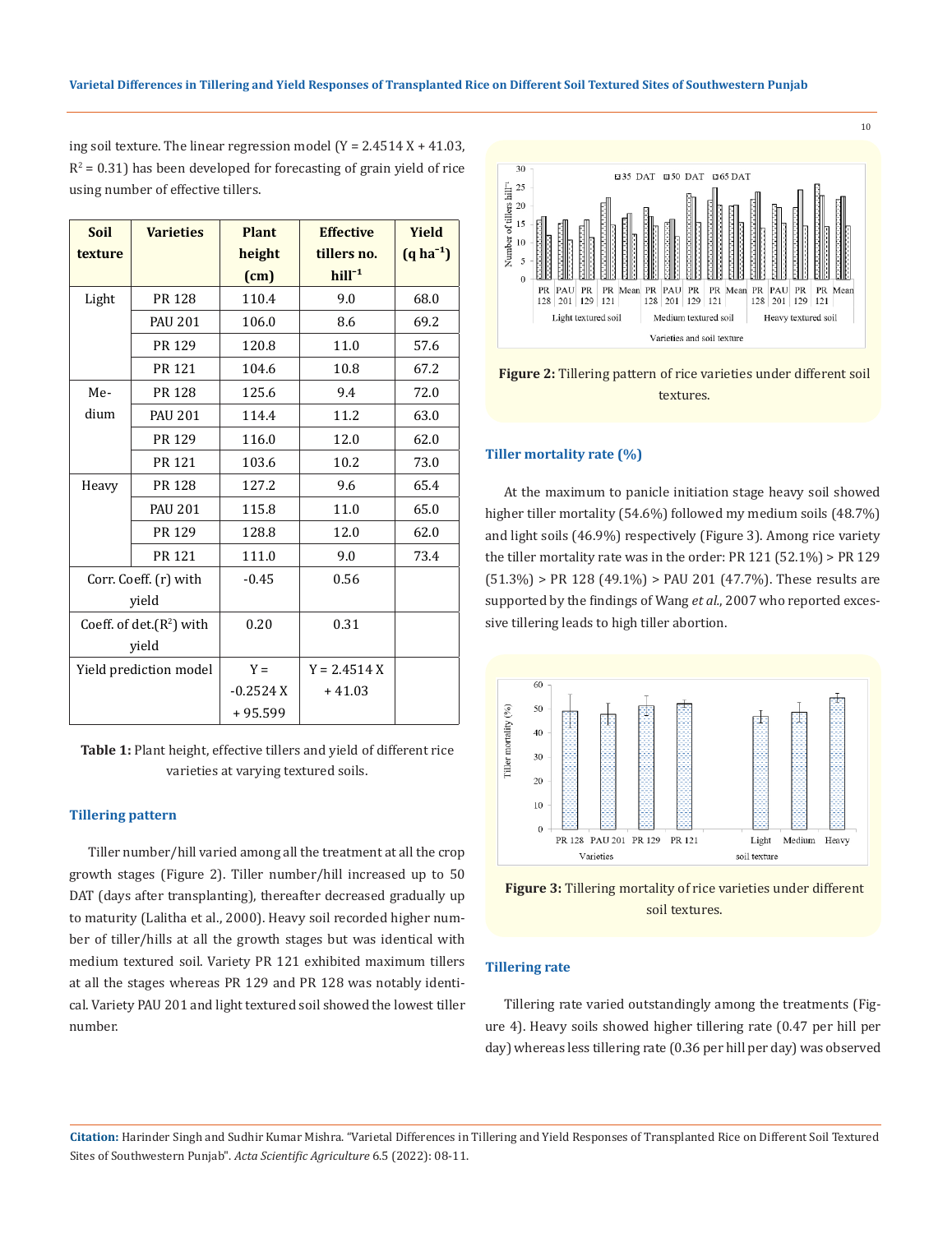ing soil texture. The linear regression model (Y = 2.4514 X + 41.03, $R^2$ = 0.31) has been developed for forecasting of grain yield of rice using number of effective tillers.

| Soil texture | Varieties | Plant height (cm) | Effective tillers no. $hill^{-1}$ | Yield (q $ha^{-1}$) |
|---|---|---|---|---|
| Light | PR 128 | 110.4 | 9.0 | 68.0 |
| | PAU 201 | 106.0 | 8.6 | 69.2 |
| | PR 129 | 120.8 | 11.0 | 57.6 |
| | PR 121 | 104.6 | 10.8 | 67.2 |
| Medium | PR 128 | 125.6 | 9.4 | 72.0 |
| | PAU 201 | 114.4 | 11.2 | 63.0 |
| | PR 129 | 116.0 | 12.0 | 62.0 |
| | PR 121 | 103.6 | 10.2 | 73.0 |
| Heavy | PR 128 | 127.2 | 9.6 | 65.4 |
| | PAU 201 | 115.8 | 11.0 | 65.0 |
| | PR 129 | 128.8 | 12.0 | 62.0 |
| | PR 121 | 111.0 | 9.0 | 73.4 |
| Corr. Coeff. (r) with yield | | -0.45 | 0.56 | |
| Coeff. of det.($R^2$) with yield | | 0.20 | 0.31 | |
| Yield prediction model | | Y = -0.2524 X + 95.599 | Y = 2.4514 X + 41.03 | |

**Table 1:** Plant height, effective tillers and yield of different rice varieties at varying textured soils.

### Tillering pattern

Tiller number/hill varied among all the treatment at all the crop growth stages (Figure 2). Tiller number/hill increased up to 50 DAT (days after transplanting), thereafter decreased gradually up to maturity (Lalitha et al., 2000). Heavy soil recorded higher number of tiller/hills at all the growth stages but was identical with medium textured soil. Variety PR 121 exhibited maximum tillers at all the stages whereas PR 129 and PR 128 was notably identical. Variety PAU 201 and light textured soil showed the lowest tiller number.

**Figure 2:** Tillering pattern of rice varieties under different soil textures.

### Tiller mortality rate (%)

At the maximum to panicle initiation stage heavy soil showed higher tiller mortality (54.6%) followed my medium soils (48.7%) and light soils (46.9%) respectively (Figure 3). Among rice variety the tiller mortality rate was in the order: PR 121 (52.1%) > PR 129 (51.3%) > PR 128 (49.1%) > PAU 201 (47.7%). These results are supported by the findings of Wang *et al*., 2007 who reported excessive tillering leads to high tiller abortion.

**Figure 3:** Tillering mortality of rice varieties under different soil textures.

### Tillering rate

Tillering rate varied outstandingly among the treatments (Figure 4). Heavy soils showed higher tillering rate (0.47 per hill per day) whereas less tillering rate (0.36 per hill per day) was observed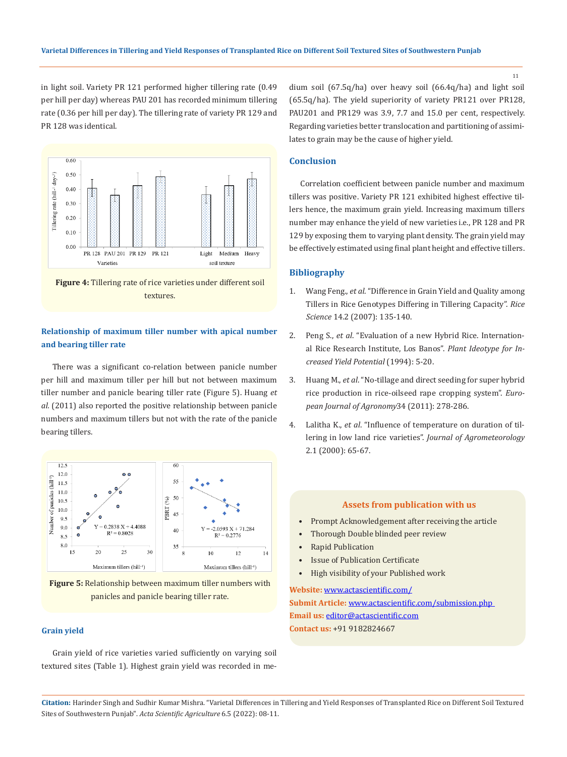in light soil. Variety PR 121 performed higher tillering rate (0.49 per hill per day) whereas PAU 201 has recorded minimum tillering rate (0.36 per hill per day). The tillering rate of variety PR 129 and PR 128 was identical.

0.60
0.50
0.40
0.30
0.20
0.10
0.00
Tillering rate (hill⁻¹ day⁻¹)
PR 128 PAU 201 PR 129 PR 121
Varieties
Light Medium Heavy
soil texture

**Figure 4:** Tillering rate of rice varieties under different soil textures.

### Relationship of maximum tiller number with apical number and bearing tiller rate

There was a significant co-relation between panicle number per hill and maximum tiller per hill but not between maximum tiller number and panicle bearing tiller rate (Figure 5). Huang *et al.* (2011) also reported the positive relationship between panicle numbers and maximum tillers but not with the rate of the panicle bearing tillers.

Number of panicles (hill⁻¹)
12.5
12.0
11.5
11.0
10.5
10.0
9.5
9.0
8.5
8.0
15 20 25 30
Y = 0.2838 X + 4.4088
$R^2$ = 0.8028
Maximum tillers (hill⁻¹)

PBRT (%)
60
55
50
45
40
35
8 10 12 14
Y = -2.0593 X + 71.284
$R^2$ = 0.2776
Maximum tillers (hill⁻¹)

**Figure 5:** Relationship between maximum tiller numbers with panicles and panicle bearing tiller rate.

### Grain yield

Grain yield of rice varieties varied sufficiently on varying soil textured sites (Table 1). Highest grain yield was recorded in medium soil (67.5q/ha) over heavy soil (66.4q/ha) and light soil (65.5q/ha). The yield superiority of variety PR121 over PR128, PAU201 and PR129 was 3.9, 7.7 and 15.0 per cent, respectively. Regarding varieties better translocation and partitioning of assimilates to grain may be the cause of higher yield.

## Conclusion

Correlation coefficient between panicle number and maximum tillers was positive. Variety PR 121 exhibited highest effective tillers hence, the maximum grain yield. Increasing maximum tillers number may enhance the yield of new varieties i.e., PR 128 and PR 129 by exposing them to varying plant density. The grain yield may be effectively estimated using final plant height and effective tillers.

## Bibliography

1. Wang Feng., *et al.* "Difference in Grain Yield and Quality among Tillers in Rice Genotypes Differing in Tillering Capacity". *Rice Science* 14.2 (2007): 135-140.
2. Peng S., *et al.* "Evaluation of a new Hybrid Rice. International Rice Research Institute, Los Banos". *Plant Ideotype for Increased Yield Potential* (1994): 5-20.
3. Huang M., *et al.* "No-tillage and direct seeding for super hybrid rice production in rice-oilseed rape cropping system". *European Journal of Agronomy* 34 (2011): 278-286.
4. Lalitha K., *et al.* "Influence of temperature on duration of tillering in low land rice varieties". *Journal of Agrometeorology* 2.1 (2000): 65-67.

**Assets from publication with us**

- Prompt Acknowledgement after receiving the article
- Thorough Double blinded peer review
- Rapid Publication
- Issue of Publication Certificate
- High visibility of your Published work

**Website:** www.actascientific.com/
**Submit Article:** www.actascientific.com/submission.php
**Email us:** editor@actascientific.com
**Contact us:** +91 9182824667